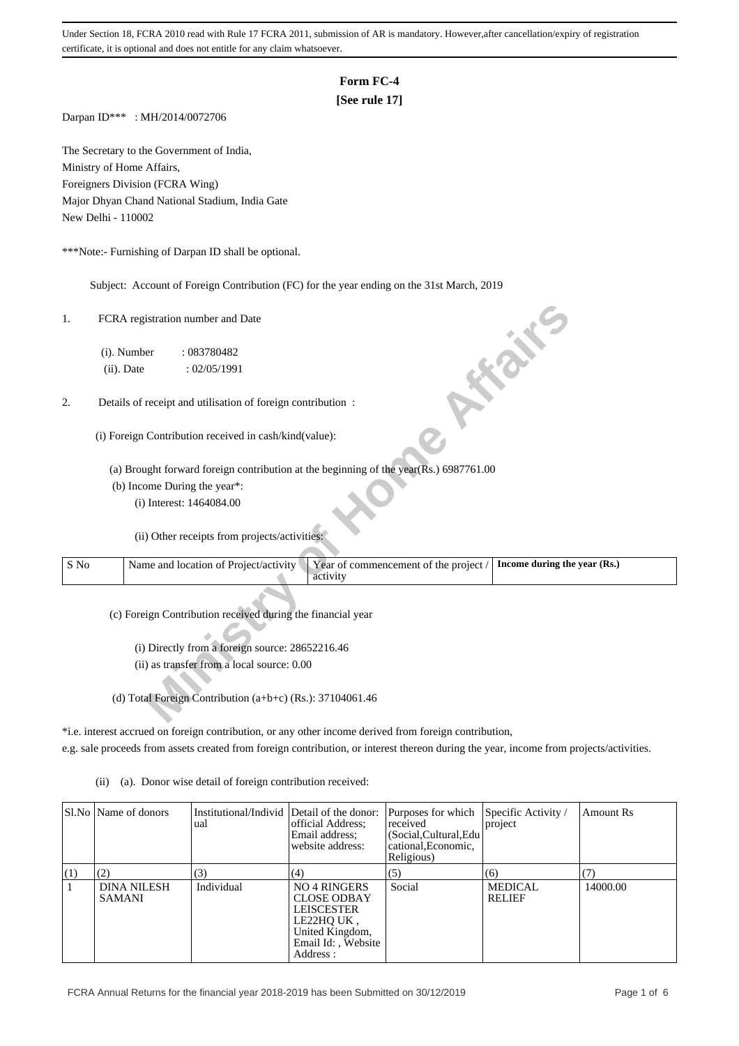Under Section 18, FCRA 2010 read with Rule 17 FCRA 2011, submission of AR is mandatory. However,after cancellation/expiry of registration certificate, it is optional and does not entitle for any claim whatsoever.

# Form FC-4

**[See rule 17]**

Darpan ID*** : MH/2014/0072706

The Secretary to the Government of India,
Ministry of Home Affairs,
Foreigners Division (FCRA Wing)
Major Dhyan Chand National Stadium, India Gate
New Delhi - 110002

***Note:- Furnishing of Darpan ID shall be optional.

Subject: Account of Foreign Contribution (FC) for the year ending on the 31st March, 2019

1. FCRA registration number and Date

   (i). Number : 083780482

   (ii). Date : 02/05/1991

2. Details of receipt and utilisation of foreign contribution :

   (i) Foreign Contribution received in cash/kind(value):

   (a) Brought forward foreign contribution at the beginning of the year(Rs.) 6987761.00

   (b) Income During the year*:

   (i) Interest: 1464084.00

   (ii) Other receipts from projects/activities:

| S No | Name and location of Project/activity | Year of commencement of the project / activity | Income during the year (Rs.) |
|---|---|---|---|

   (c) Foreign Contribution received during the financial year

   (i) Directly from a foreign source: 28652216.46

   (ii) as transfer from a local source: 0.00

   (d) Total Foreign Contribution (a+b+c) (Rs.): 37104061.46

*i.e. interest accrued on foreign contribution, or any other income derived from foreign contribution, e.g. sale proceeds from assets created from foreign contribution, or interest thereon during the year, income from projects/activities.

(ii) (a). Donor wise detail of foreign contribution received:

| Sl.No | Name of donors | Institutional/Individual | Detail of the donor: official Address; Email address; website address: | Purposes for which received (Social,Cultural,Educational,Economic, Religious) | Specific Activity / project | Amount Rs |
|---|---|---|---|---|---|---|
| (1) | (2) | (3) | (4) | (5) | (6) | (7) |
| 1 | DINA NILESH SAMANI | Individual | NO 4 RINGERS CLOSE ODBAY LEISCESTER LE22HQ UK , United Kingdom, Email Id: , Website Address : | Social | MEDICAL RELIEF | 14000.00 |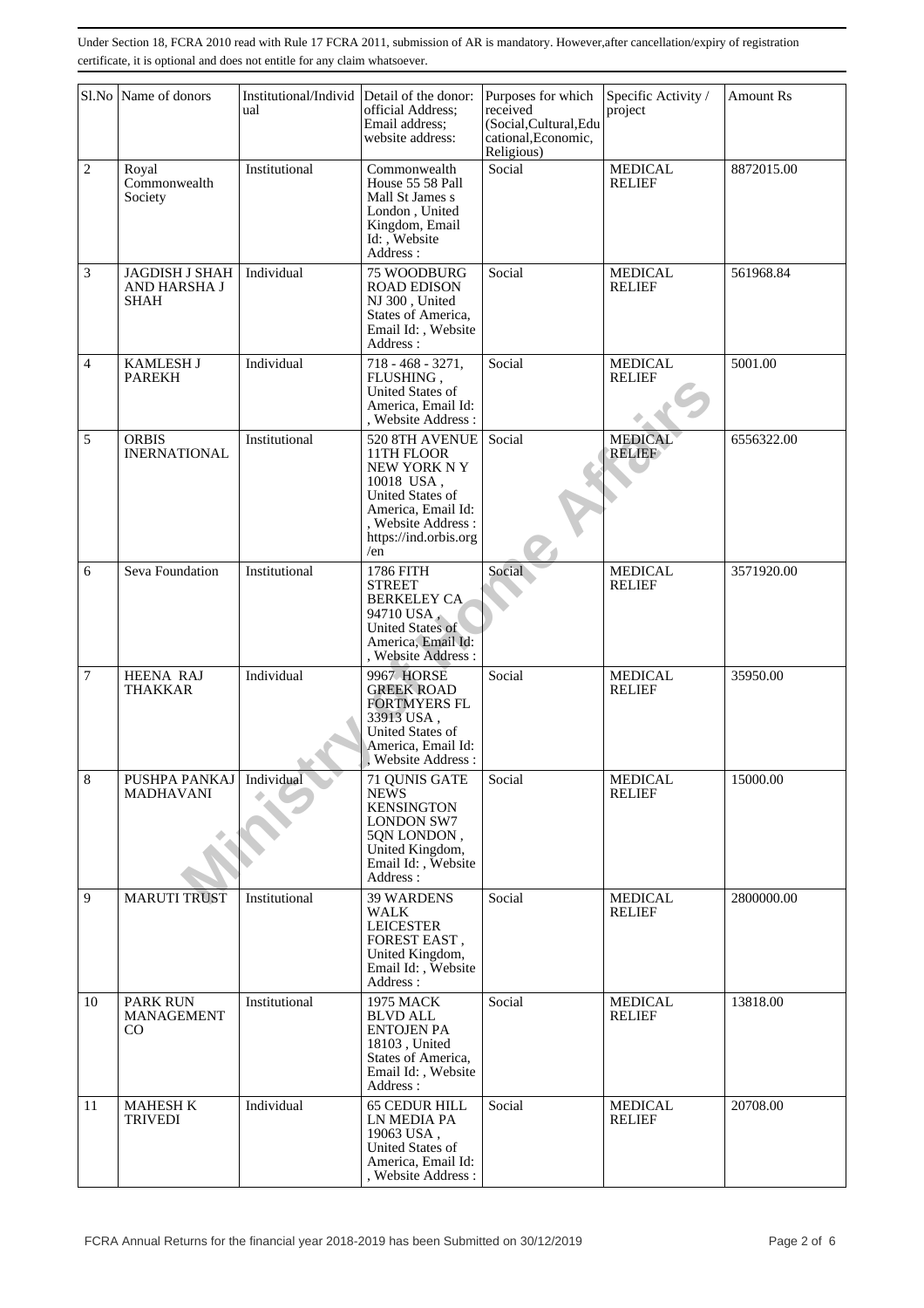Under Section 18, FCRA 2010 read with Rule 17 FCRA 2011, submission of AR is mandatory. However,after cancellation/expiry of registration certificate, it is optional and does not entitle for any claim whatsoever.

| Sl.No | Name of donors | Institutional/Individual | Detail of the donor: official Address; Email address; website address: | Purposes for which received (Social,Cultural,Educational,Economic, Religious) | Specific Activity / project | Amount Rs |
|---|---|---|---|---|---|---|
| 2 | Royal Commonwealth Society | Institutional | Commonwealth House 55 58 Pall Mall St James s London , United Kingdom, Email Id: , Website Address : | Social | MEDICAL RELIEF | 8872015.00 |
| 3 | JAGDISH J SHAH AND HARSHA J SHAH | Individual | 75 WOODBURG ROAD EDISON NJ 300 , United States of America, Email Id: , Website Address : | Social | MEDICAL RELIEF | 561968.84 |
| 4 | KAMLESH J PAREKH | Individual | 718 - 468 - 3271, FLUSHING , United States of America, Email Id: , Website Address : | Social | MEDICAL RELIEF | 5001.00 |
| 5 | ORBIS INERNATIONAL | Institutional | 520 8TH AVENUE 11TH FLOOR NEW YORK N Y 10018 USA , United States of America, Email Id: , Website Address : https://ind.orbis.org /en | Social | MEDICAL RELIEF | 6556322.00 |
| 6 | Seva Foundation | Institutional | 1786 FITH STREET BERKELEY CA 94710 USA , United States of America, Email Id: , Website Address : | Social | MEDICAL RELIEF | 3571920.00 |
| 7 | HEENA RAJ THAKKAR | Individual | 9967 HORSE GREEK ROAD FORTMYERS FL 33913 USA , United States of America, Email Id: , Website Address : | Social | MEDICAL RELIEF | 35950.00 |
| 8 | PUSHPA PANKAJ MADHAVANI | Individual | 71 QUNIS GATE NEWS KENSINGTON LONDON SW7 5QN LONDON , United Kingdom, Email Id: , Website Address : | Social | MEDICAL RELIEF | 15000.00 |
| 9 | MARUTI TRUST | Institutional | 39 WARDENS WALK LEICESTER FOREST EAST , United Kingdom, Email Id: , Website Address : | Social | MEDICAL RELIEF | 2800000.00 |
| 10 | PARK RUN MANAGEMENT CO | Institutional | 1975 MACK BLVD ALL ENTOJEN PA 18103 , United States of America, Email Id: , Website Address : | Social | MEDICAL RELIEF | 13818.00 |
| 11 | MAHESH K TRIVEDI | Individual | 65 CEDUR HILL LN MEDIA PA 19063 USA , United States of America, Email Id: , Website Address : | Social | MEDICAL RELIEF | 20708.00 |

FCRA Annual Returns for the financial year 2018-2019 has been Submitted on 30/12/2019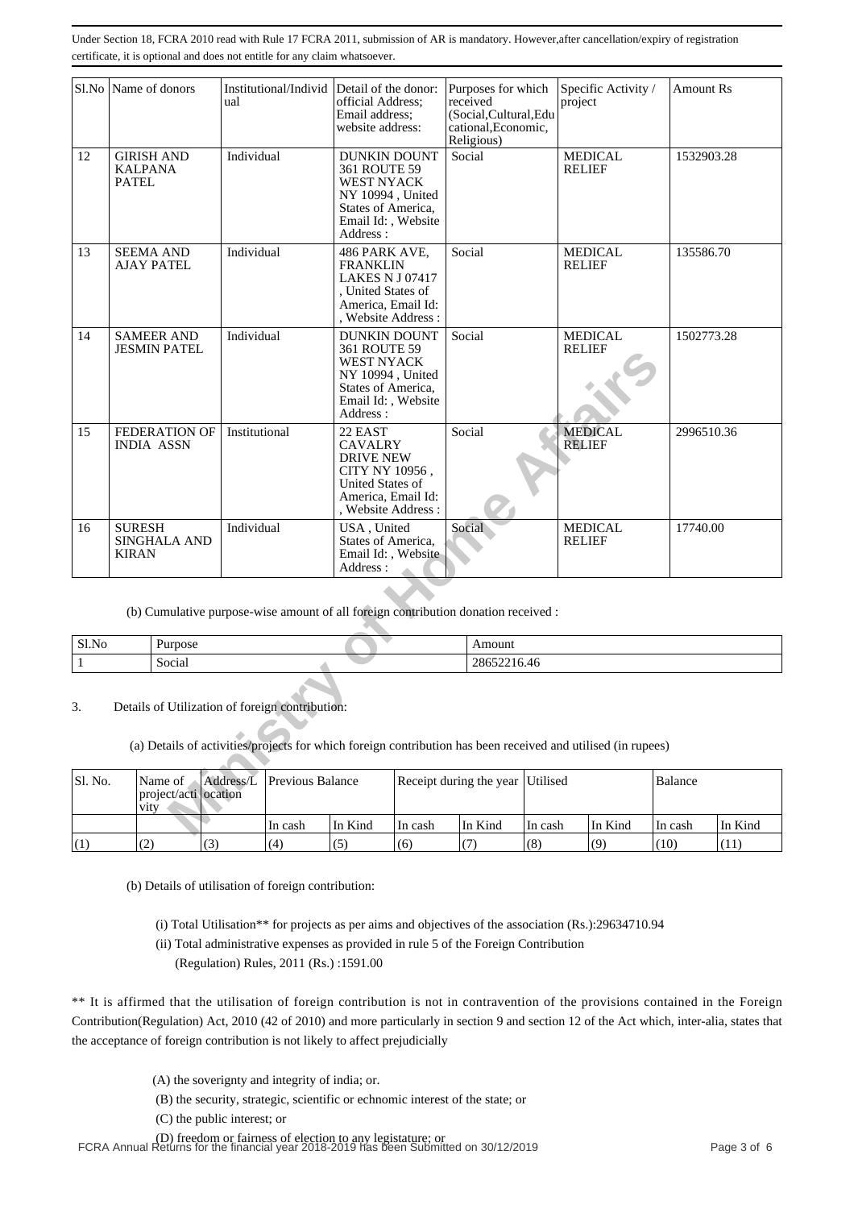Under Section 18, FCRA 2010 read with Rule 17 FCRA 2011, submission of AR is mandatory. However,after cancellation/expiry of registration certificate, it is optional and does not entitle for any claim whatsoever.

| Sl.No | Name of donors | Institutional/Individual | Detail of the donor: official Address; Email address; website address: | Purposes for which received (Social,Cultural,Educational,Economic, Religious) | Specific Activity / project | Amount Rs |
|---|---|---|---|---|---|---|
| 12 | GIRISH AND KALPANA PATEL | Individual | DUNKIN DOUNT 361 ROUTE 59 WEST NYACK NY 10994 , United States of America, Email Id: , Website Address : | Social | MEDICAL RELIEF | 1532903.28 |
| 13 | SEEMA AND AJAY PATEL | Individual | 486 PARK AVE, FRANKLIN LAKES N J 07417 , United States of America, Email Id: , Website Address : | Social | MEDICAL RELIEF | 135586.70 |
| 14 | SAMEER AND JESMIN PATEL | Individual | DUNKIN DOUNT 361 ROUTE 59 WEST NYACK NY 10994 , United States of America, Email Id: , Website Address : | Social | MEDICAL RELIEF | 1502773.28 |
| 15 | FEDERATION OF INDIA ASSN | Institutional | 22 EAST CAVALRY DRIVE NEW CITY NY 10956 , United States of America, Email Id: , Website Address : | Social | MEDICAL RELIEF | 2996510.36 |
| 16 | SURESH SINGHALA AND KIRAN | Individual | USA , United States of America, Email Id: , Website Address : | Social | MEDICAL RELIEF | 17740.00 |

(b) Cumulative purpose-wise amount of all foreign contribution donation received :

| Sl.No | Purpose | Amount |
|---|---|---|
| 1 | Social | 28652216.46 |

3. Details of Utilization of foreign contribution:

(a) Details of activities/projects for which foreign contribution has been received and utilised (in rupees)

| Sl. No. | Name of project/activity | Address/Location | Previous Balance | | Receipt during the year | | Utilised | | Balance | |
|---|---|---|---|---|---|---|---|---|---|---|
| | | | In cash | In Kind | In cash | In Kind | In cash | In Kind | In cash | In Kind |
| (1) | (2) | (3) | (4) | (5) | (6) | (7) | (8) | (9) | (10) | (11) |

(b) Details of utilisation of foreign contribution:

(i) Total Utilisation** for projects as per aims and objectives of the association (Rs.):29634710.94

(ii) Total administrative expenses as provided in rule 5 of the Foreign Contribution (Regulation) Rules, 2011 (Rs.) :1591.00

** It is affirmed that the utilisation of foreign contribution is not in contravention of the provisions contained in the Foreign Contribution(Regulation) Act, 2010 (42 of 2010) and more particularly in section 9 and section 12 of the Act which, inter-alia, states that the acceptance of foreign contribution is not likely to affect prejudicially

(A) the soverignty and integrity of india; or.

(B) the security, strategic, scientific or echnomic interest of the state; or

(C) the public interest; or

(D) freedom or fairness of election to any legistature; or

FCRA Annual Returns for the financial year 2018-2019 has been Submitted on 30/12/2019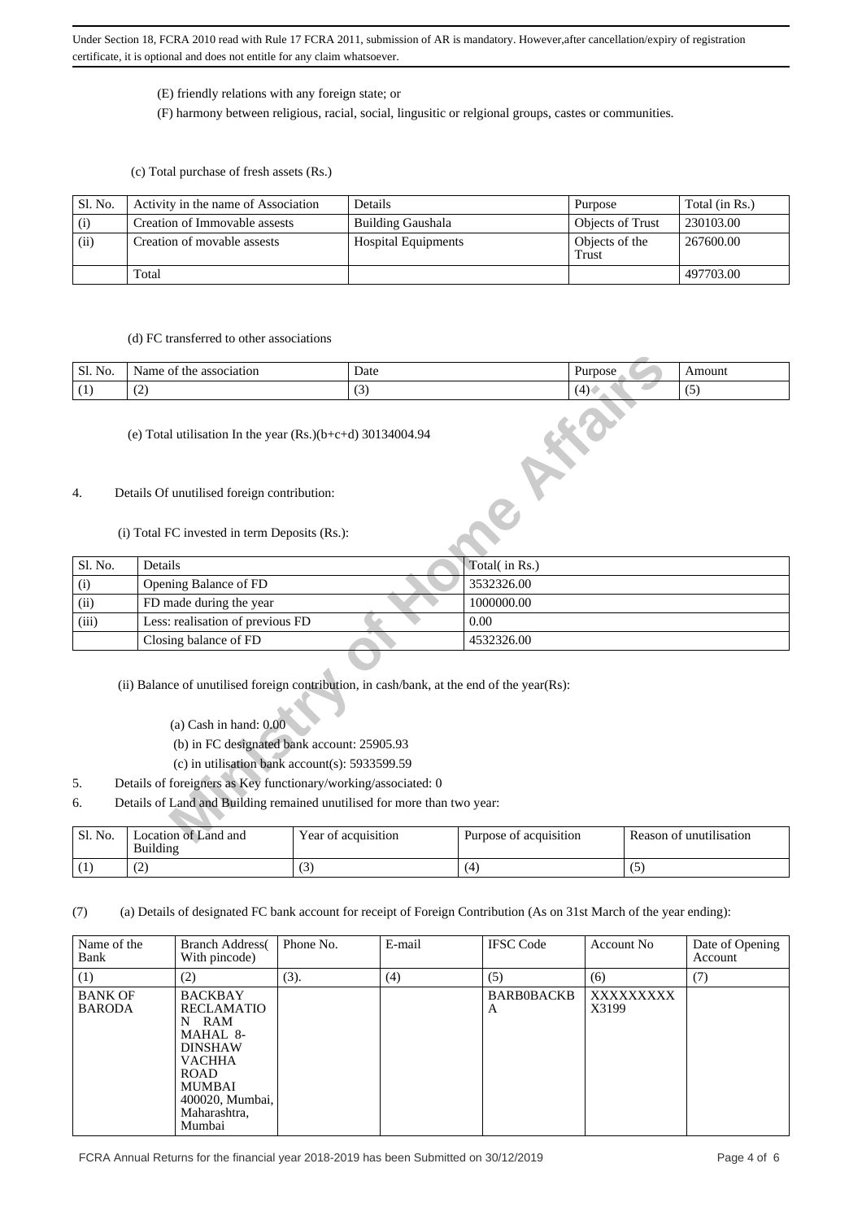Under Section 18, FCRA 2010 read with Rule 17 FCRA 2011, submission of AR is mandatory. However,after cancellation/expiry of registration certificate, it is optional and does not entitle for any claim whatsoever.

(E) friendly relations with any foreign state; or

(F) harmony between religious, racial, social, lingusitic or relgional groups, castes or communities.

(c) Total purchase of fresh assets (Rs.)

| Sl. No. | Activity in the name of Association | Details | Purpose | Total (in Rs.) |
|---|---|---|---|---|
| (i) | Creation of Immovable assests | Building Gaushala | Objects of Trust | 230103.00 |
| (ii) | Creation of movable assests | Hospital Equipments | Objects of the Trust | 267600.00 |
| | Total | | | 497703.00 |

(d) FC transferred to other associations

| Sl. No. | Name of the association | Date | Purpose | Amount |
|---|---|---|---|---|
| (1) | (2) | (3) | (4) | (5) |

(e) Total utilisation In the year (Rs.)(b+c+d) 30134004.94

4. Details Of unutilised foreign contribution:

(i) Total FC invested in term Deposits (Rs.):

| Sl. No. | Details | Total( in Rs.) |
|---|---|---|
| (i) | Opening Balance of FD | 3532326.00 |
| (ii) | FD made during the year | 1000000.00 |
| (iii) | Less: realisation of previous FD | 0.00 |
| | Closing balance of FD | 4532326.00 |

(ii) Balance of unutilised foreign contribution, in cash/bank, at the end of the year(Rs):

(a) Cash in hand: 0.00

(b) in FC designated bank account: 25905.93

(c) in utilisation bank account(s): 5933599.59

5. Details of foreigners as Key functionary/working/associated: 0

6. Details of Land and Building remained unutilised for more than two year:

| Sl. No. | Location of Land and Building | Year of acquisition | Purpose of acquisition | Reason of unutilisation |
|---|---|---|---|---|
| (1) | (2) | (3) | (4) | (5) |

(7) (a) Details of designated FC bank account for receipt of Foreign Contribution (As on 31st March of the year ending):

| Name of the Bank | Branch Address( With pincode) | Phone No. | E-mail | IFSC Code | Account No | Date of Opening Account |
|---|---|---|---|---|---|---|
| (1) | (2) | (3). | (4) | (5) | (6) | (7) |
| BANK OF BARODA | BACKBAY RECLAMATION RAM MAHAL 8-DINSHAW VACHHA ROAD MUMBAI 400020, Mumbai, Maharashtra, Mumbai | | | BARB0BACKBA | XXXXXXXXX X3199 | |

FCRA Annual Returns for the financial year 2018-2019 has been Submitted on 30/12/2019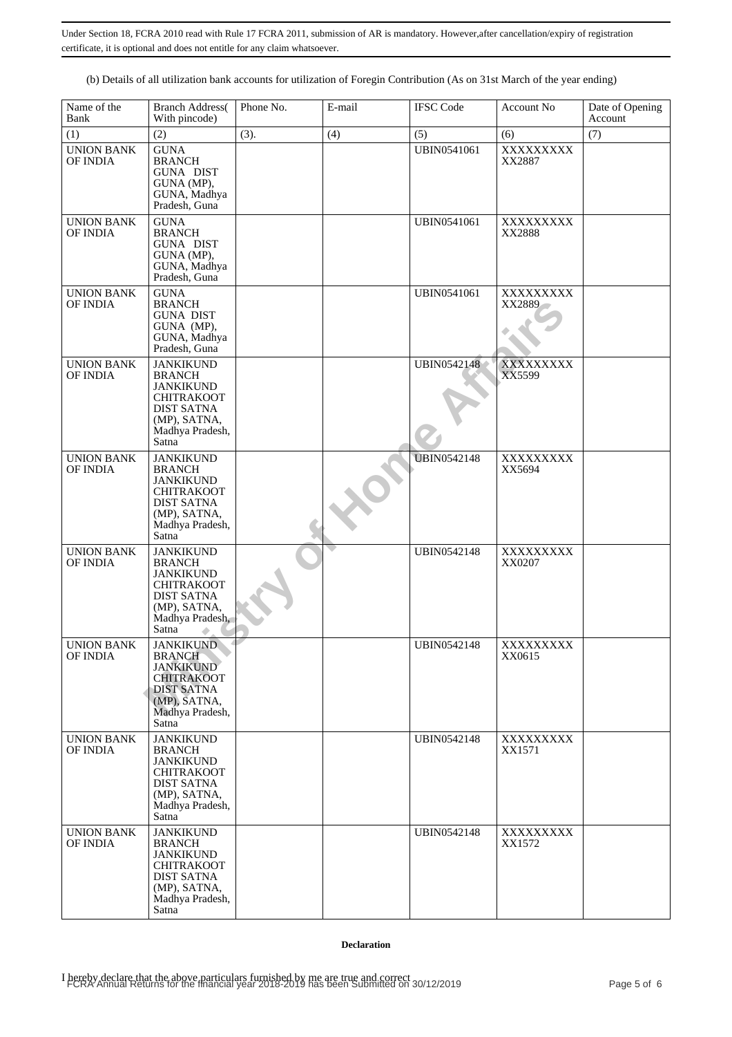Under Section 18, FCRA 2010 read with Rule 17 FCRA 2011, submission of AR is mandatory. However,after cancellation/expiry of registration certificate, it is optional and does not entitle for any claim whatsoever.

(b) Details of all utilization bank accounts for utilization of Foregin Contribution (As on 31st March of the year ending)

| Name of the Bank | Branch Address( With pincode) | Phone No. | E-mail | IFSC Code | Account No | Date of Opening Account |
|---|---|---|---|---|---|---|
| (1) | (2) | (3). | (4) | (5) | (6) | (7) |
| UNION BANK OF INDIA | GUNA BRANCH GUNA DIST GUNA (MP), GUNA, Madhya Pradesh, Guna | | | UBIN0541061 | XXXXXXXXXXX2887 | |
| UNION BANK OF INDIA | GUNA BRANCH GUNA DIST GUNA (MP), GUNA, Madhya Pradesh, Guna | | | UBIN0541061 | XXXXXXXXXXX2888 | |
| UNION BANK OF INDIA | GUNA BRANCH GUNA DIST GUNA (MP), GUNA, Madhya Pradesh, Guna | | | UBIN0541061 | XXXXXXXXXXX2889 | |
| UNION BANK OF INDIA | JANKIKUND BRANCH JANKIKUND CHITRAKOOT DIST SATNA (MP), SATNA, Madhya Pradesh, Satna | | | UBIN0542148 | XXXXXXXXXXX5599 | |
| UNION BANK OF INDIA | JANKIKUND BRANCH JANKIKUND CHITRAKOOT DIST SATNA (MP), SATNA, Madhya Pradesh, Satna | | | UBIN0542148 | XXXXXXXXXXX5694 | |
| UNION BANK OF INDIA | JANKIKUND BRANCH JANKIKUND CHITRAKOOT DIST SATNA (MP), SATNA, Madhya Pradesh, Satna | | | UBIN0542148 | XXXXXXXXXXX0207 | |
| UNION BANK OF INDIA | JANKIKUND BRANCH JANKIKUND CHITRAKOOT DIST SATNA (MP), SATNA, Madhya Pradesh, Satna | | | UBIN0542148 | XXXXXXXXXXX0615 | |
| UNION BANK OF INDIA | JANKIKUND BRANCH JANKIKUND CHITRAKOOT DIST SATNA (MP), SATNA, Madhya Pradesh, Satna | | | UBIN0542148 | XXXXXXXXXXX1571 | |
| UNION BANK OF INDIA | JANKIKUND BRANCH JANKIKUND CHITRAKOOT DIST SATNA (MP), SATNA, Madhya Pradesh, Satna | | | UBIN0542148 | XXXXXXXXXXX1572 | |

**Declaration**

I hereby declare that the above particulars furnished by me are true and correct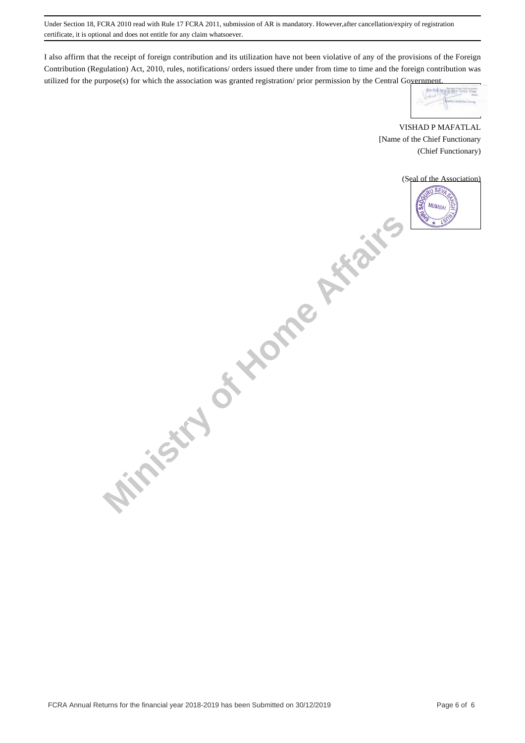Under Section 18, FCRA 2010 read with Rule 17 FCRA 2011, submission of AR is mandatory. However,after cancellation/expiry of registration certificate, it is optional and does not entitle for any claim whatsoever.

I also affirm that the receipt of foreign contribution and its utilization have not been violative of any of the provisions of the Foreign Contribution (Regulation) Act, 2010, rules, notifications/ orders issued there under from time to time and the foreign contribution was utilized for the purpose(s) for which the association was granted registration/ prior permission by the Central Government.

VISHAD P MAFATLAL
[Name of the Chief Functionary
(Chief Functionary)

(Seal of the Association)